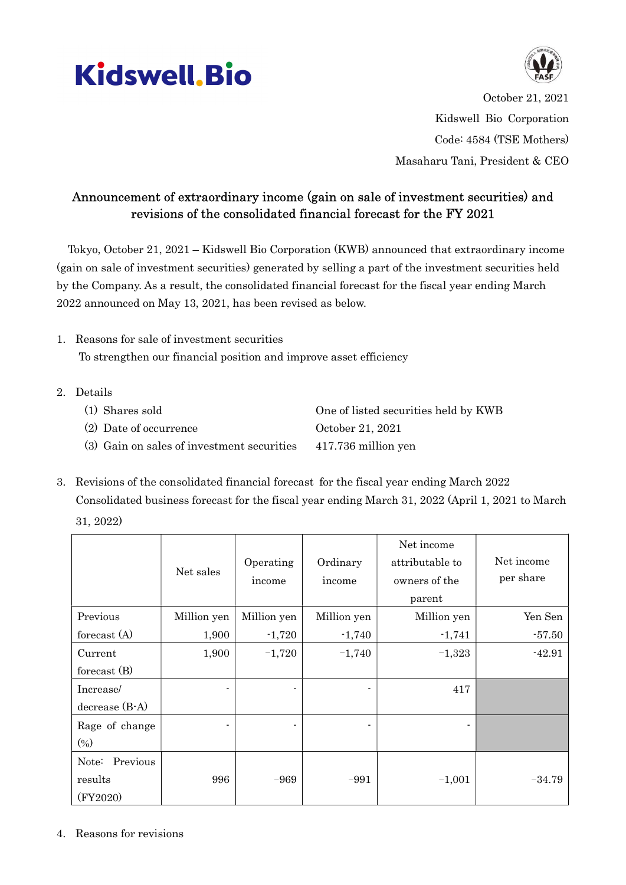Kidswell.Bio

October 21, 2021

Kidswell Bio Corporation

Code: 4584 (TSE Mothers)

Masaharu Tani, President & CEO

## Announcement of extraordinary income (gain on sale of investment securities) and revisions of the consolidated financial forecast for the FY 2021

Tokyo, October 21, 2021 – Kidswell Bio Corporation (KWB) announced that extraordinary income (gain on sale of investment securities) generated by selling a part of the investment securities held by the Company. As a result, the consolidated financial forecast for the fiscal year ending March 2022 announced on May 13, 2021, has been revised as below.

1. Reasons for sale of investment securities
   To strengthen our financial position and improve asset efficiency

2. Details
   (1) Shares sold: One of listed securities held by KWB
   (2) Date of occurrence: October 21, 2021
   (3) Gain on sales of investment securities: 417.736 million yen

3. Revisions of the consolidated financial forecast for the fiscal year ending March 2022
   Consolidated business forecast for the fiscal year ending March 31, 2022 (April 1, 2021 to March 31, 2022)

| | Net sales | Operating income | Ordinary income | Net income attributable to owners of the parent | Net income per share |
|---|---|---|---|---|---|
| Previous forecast (A) | Million yen 1,900 | Million yen -1,720 | Million yen -1,740 | Million yen -1,741 | Yen Sen -57.50 |
| Current forecast (B) | 1,900 | −1,720 | −1,740 | −1,323 | -42.91 |
| Increase/ decrease (B-A) | - | - | - | 417 | |
| Rage of change (%) | - | - | - | - | |
| Note: Previous results (FY2020) | 996 | −969 | −991 | −1,001 | −34.79 |

4. Reasons for revisions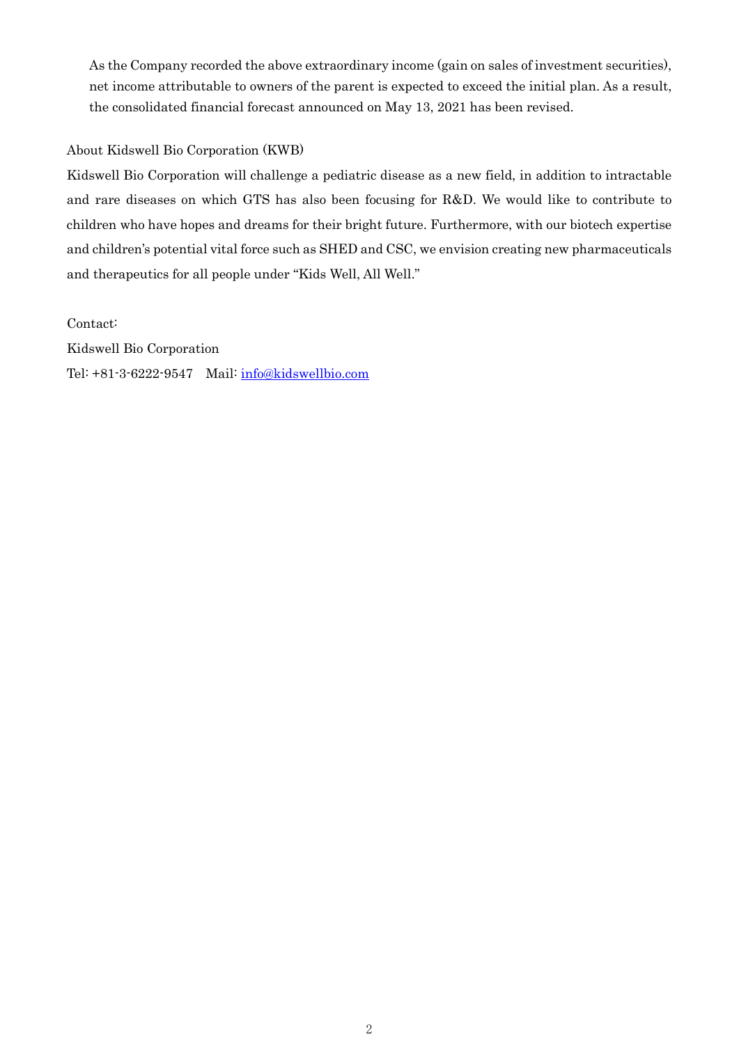As the Company recorded the above extraordinary income (gain on sales of investment securities), net income attributable to owners of the parent is expected to exceed the initial plan. As a result, the consolidated financial forecast announced on May 13, 2021 has been revised.

About Kidswell Bio Corporation (KWB)

Kidswell Bio Corporation will challenge a pediatric disease as a new field, in addition to intractable and rare diseases on which GTS has also been focusing for R&D. We would like to contribute to children who have hopes and dreams for their bright future. Furthermore, with our biotech expertise and children's potential vital force such as SHED and CSC, we envision creating new pharmaceuticals and therapeutics for all people under "Kids Well, All Well."

Contact:

Kidswell Bio Corporation

Tel: +81-3-6222-9547　Mail: info@kidswellbio.com